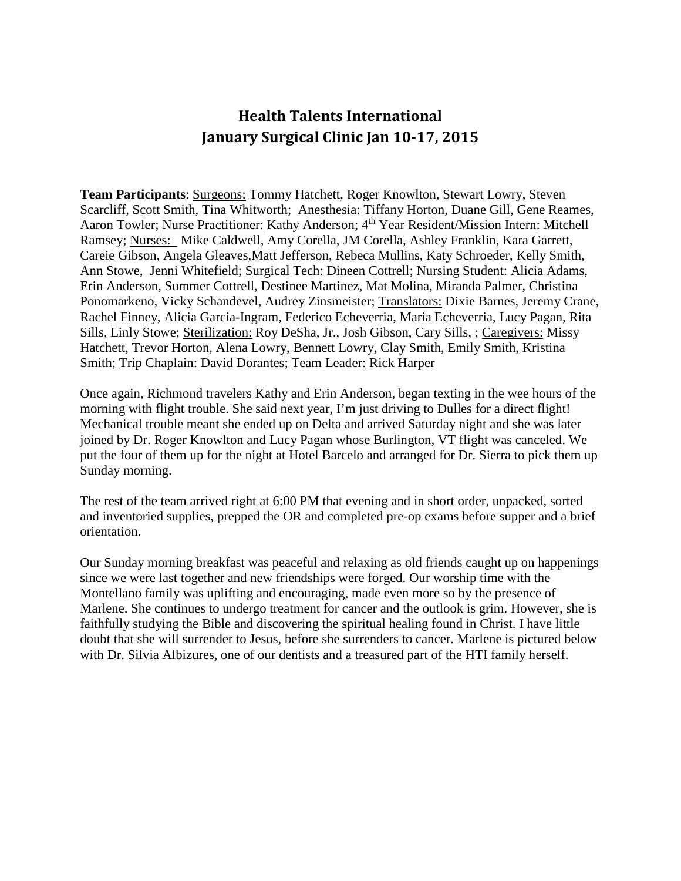# Health Talents International
# January Surgical Clinic Jan 10-17, 2015

**Team Participants**: Surgeons: Tommy Hatchett, Roger Knowlton, Stewart Lowry, Steven Scarcliff, Scott Smith, Tina Whitworth; Anesthesia: Tiffany Horton, Duane Gill, Gene Reames, Aaron Towler; Nurse Practitioner: Kathy Anderson; 4th Year Resident/Mission Intern: Mitchell Ramsey; Nurses: Mike Caldwell, Amy Corella, JM Corella, Ashley Franklin, Kara Garrett, Careie Gibson, Angela Gleaves,Matt Jefferson, Rebeca Mullins, Katy Schroeder, Kelly Smith, Ann Stowe, Jenni Whitefield; Surgical Tech: Dineen Cottrell; Nursing Student: Alicia Adams, Erin Anderson, Summer Cottrell, Destinee Martinez, Mat Molina, Miranda Palmer, Christina Ponomarkeno, Vicky Schandevel, Audrey Zinsmeister; Translators: Dixie Barnes, Jeremy Crane, Rachel Finney, Alicia Garcia-Ingram, Federico Echeverria, Maria Echeverria, Lucy Pagan, Rita Sills, Linly Stowe; Sterilization: Roy DeSha, Jr., Josh Gibson, Cary Sills, ; Caregivers: Missy Hatchett, Trevor Horton, Alena Lowry, Bennett Lowry, Clay Smith, Emily Smith, Kristina Smith; Trip Chaplain: David Dorantes; Team Leader: Rick Harper

Once again, Richmond travelers Kathy and Erin Anderson, began texting in the wee hours of the morning with flight trouble. She said next year, I'm just driving to Dulles for a direct flight! Mechanical trouble meant she ended up on Delta and arrived Saturday night and she was later joined by Dr. Roger Knowlton and Lucy Pagan whose Burlington, VT flight was canceled. We put the four of them up for the night at Hotel Barcelo and arranged for Dr. Sierra to pick them up Sunday morning.

The rest of the team arrived right at 6:00 PM that evening and in short order, unpacked, sorted and inventoried supplies, prepped the OR and completed pre-op exams before supper and a brief orientation.

Our Sunday morning breakfast was peaceful and relaxing as old friends caught up on happenings since we were last together and new friendships were forged. Our worship time with the Montellano family was uplifting and encouraging, made even more so by the presence of Marlene. She continues to undergo treatment for cancer and the outlook is grim. However, she is faithfully studying the Bible and discovering the spiritual healing found in Christ. I have little doubt that she will surrender to Jesus, before she surrenders to cancer. Marlene is pictured below with Dr. Silvia Albizures, one of our dentists and a treasured part of the HTI family herself.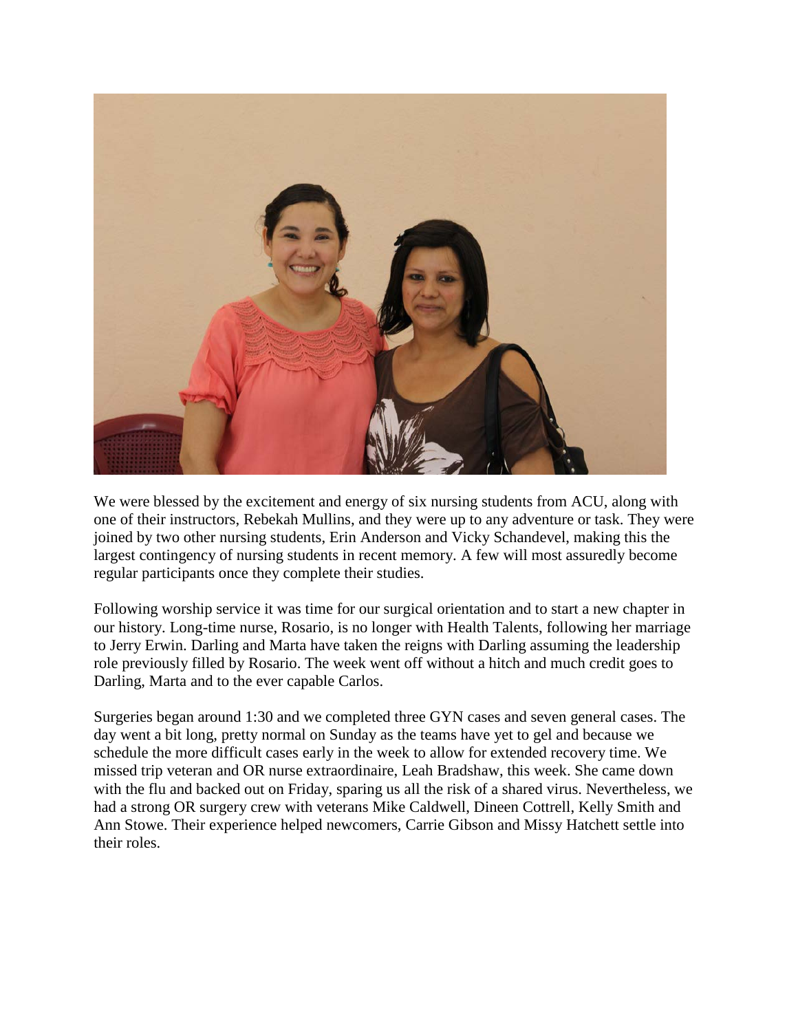We were blessed by the excitement and energy of six nursing students from ACU, along with one of their instructors, Rebekah Mullins, and they were up to any adventure or task. They were joined by two other nursing students, Erin Anderson and Vicky Schandevel, making this the largest contingency of nursing students in recent memory. A few will most assuredly become regular participants once they complete their studies.

Following worship service it was time for our surgical orientation and to start a new chapter in our history. Long-time nurse, Rosario, is no longer with Health Talents, following her marriage to Jerry Erwin. Darling and Marta have taken the reigns with Darling assuming the leadership role previously filled by Rosario. The week went off without a hitch and much credit goes to Darling, Marta and to the ever capable Carlos.

Surgeries began around 1:30 and we completed three GYN cases and seven general cases. The day went a bit long, pretty normal on Sunday as the teams have yet to gel and because we schedule the more difficult cases early in the week to allow for extended recovery time. We missed trip veteran and OR nurse extraordinaire, Leah Bradshaw, this week. She came down with the flu and backed out on Friday, sparing us all the risk of a shared virus. Nevertheless, we had a strong OR surgery crew with veterans Mike Caldwell, Dineen Cottrell, Kelly Smith and Ann Stowe. Their experience helped newcomers, Carrie Gibson and Missy Hatchett settle into their roles.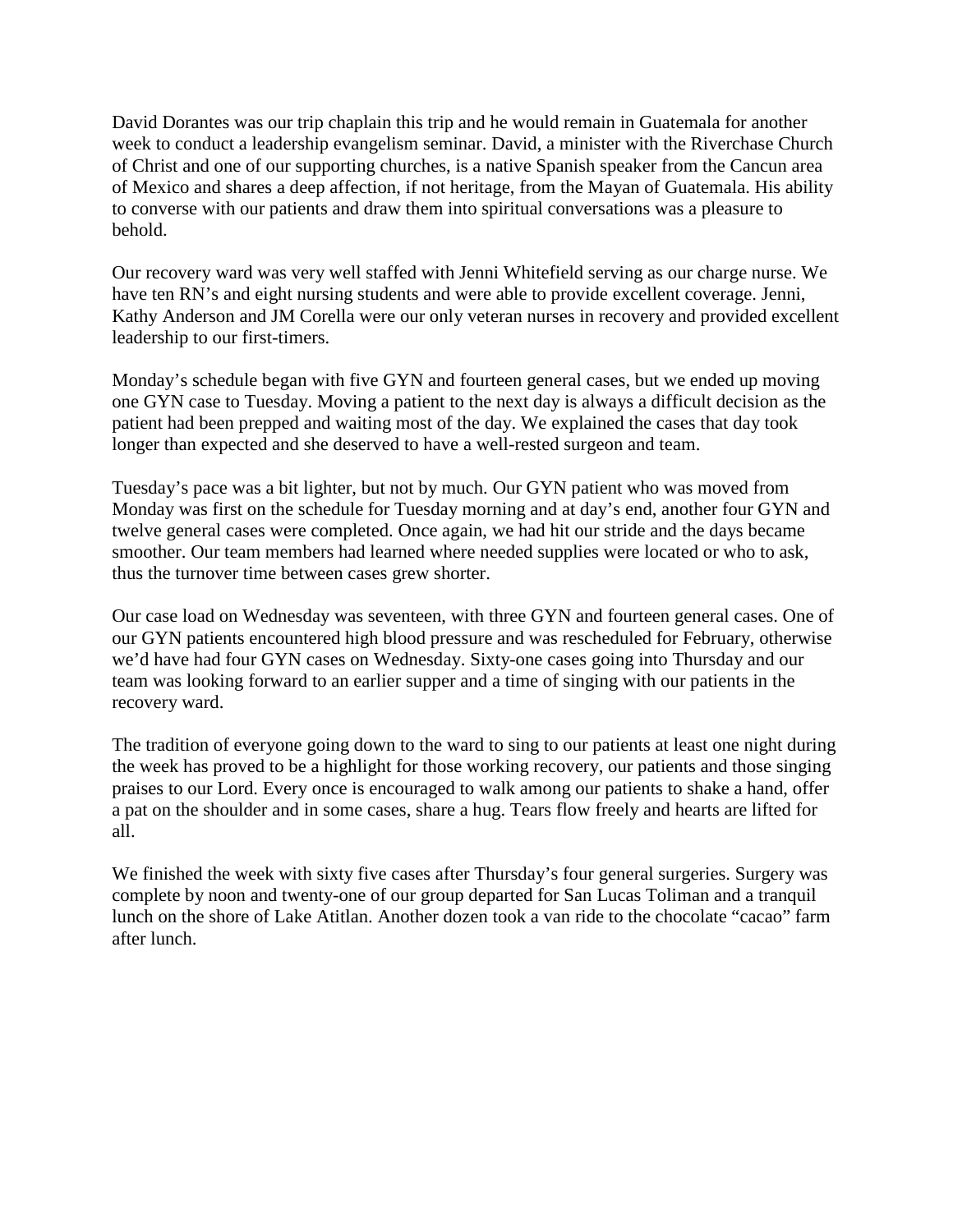David Dorantes was our trip chaplain this trip and he would remain in Guatemala for another week to conduct a leadership evangelism seminar. David, a minister with the Riverchase Church of Christ and one of our supporting churches, is a native Spanish speaker from the Cancun area of Mexico and shares a deep affection, if not heritage, from the Mayan of Guatemala. His ability to converse with our patients and draw them into spiritual conversations was a pleasure to behold.

Our recovery ward was very well staffed with Jenni Whitefield serving as our charge nurse. We have ten RN's and eight nursing students and were able to provide excellent coverage. Jenni, Kathy Anderson and JM Corella were our only veteran nurses in recovery and provided excellent leadership to our first-timers.

Monday's schedule began with five GYN and fourteen general cases, but we ended up moving one GYN case to Tuesday. Moving a patient to the next day is always a difficult decision as the patient had been prepped and waiting most of the day. We explained the cases that day took longer than expected and she deserved to have a well-rested surgeon and team.

Tuesday's pace was a bit lighter, but not by much. Our GYN patient who was moved from Monday was first on the schedule for Tuesday morning and at day's end, another four GYN and twelve general cases were completed. Once again, we had hit our stride and the days became smoother. Our team members had learned where needed supplies were located or who to ask, thus the turnover time between cases grew shorter.

Our case load on Wednesday was seventeen, with three GYN and fourteen general cases. One of our GYN patients encountered high blood pressure and was rescheduled for February, otherwise we'd have had four GYN cases on Wednesday. Sixty-one cases going into Thursday and our team was looking forward to an earlier supper and a time of singing with our patients in the recovery ward.

The tradition of everyone going down to the ward to sing to our patients at least one night during the week has proved to be a highlight for those working recovery, our patients and those singing praises to our Lord. Every once is encouraged to walk among our patients to shake a hand, offer a pat on the shoulder and in some cases, share a hug. Tears flow freely and hearts are lifted for all.

We finished the week with sixty five cases after Thursday's four general surgeries. Surgery was complete by noon and twenty-one of our group departed for San Lucas Toliman and a tranquil lunch on the shore of Lake Atitlan. Another dozen took a van ride to the chocolate "cacao" farm after lunch.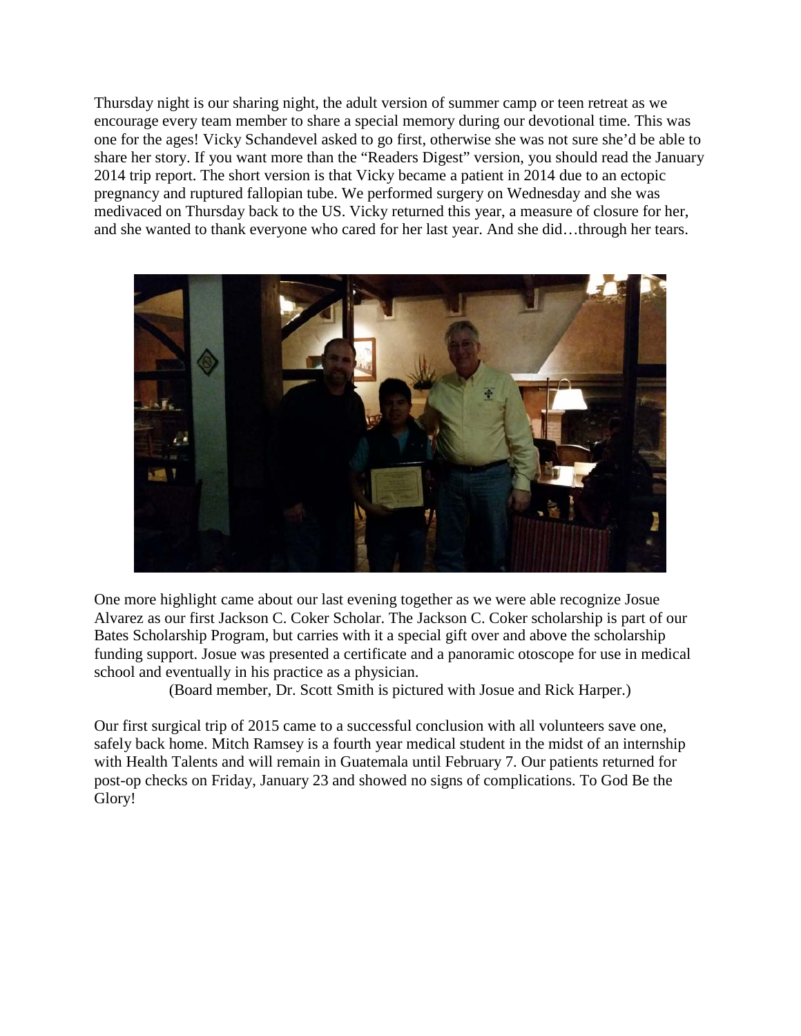Thursday night is our sharing night, the adult version of summer camp or teen retreat as we encourage every team member to share a special memory during our devotional time. This was one for the ages! Vicky Schandevel asked to go first, otherwise she was not sure she'd be able to share her story. If you want more than the "Readers Digest" version, you should read the January 2014 trip report. The short version is that Vicky became a patient in 2014 due to an ectopic pregnancy and ruptured fallopian tube. We performed surgery on Wednesday and she was medivaced on Thursday back to the US. Vicky returned this year, a measure of closure for her, and she wanted to thank everyone who cared for her last year. And she did…through her tears.

One more highlight came about our last evening together as we were able recognize Josue Alvarez as our first Jackson C. Coker Scholar. The Jackson C. Coker scholarship is part of our Bates Scholarship Program, but carries with it a special gift over and above the scholarship funding support. Josue was presented a certificate and a panoramic otoscope for use in medical school and eventually in his practice as a physician.

(Board member, Dr. Scott Smith is pictured with Josue and Rick Harper.)

Our first surgical trip of 2015 came to a successful conclusion with all volunteers save one, safely back home. Mitch Ramsey is a fourth year medical student in the midst of an internship with Health Talents and will remain in Guatemala until February 7. Our patients returned for post-op checks on Friday, January 23 and showed no signs of complications. To God Be the Glory!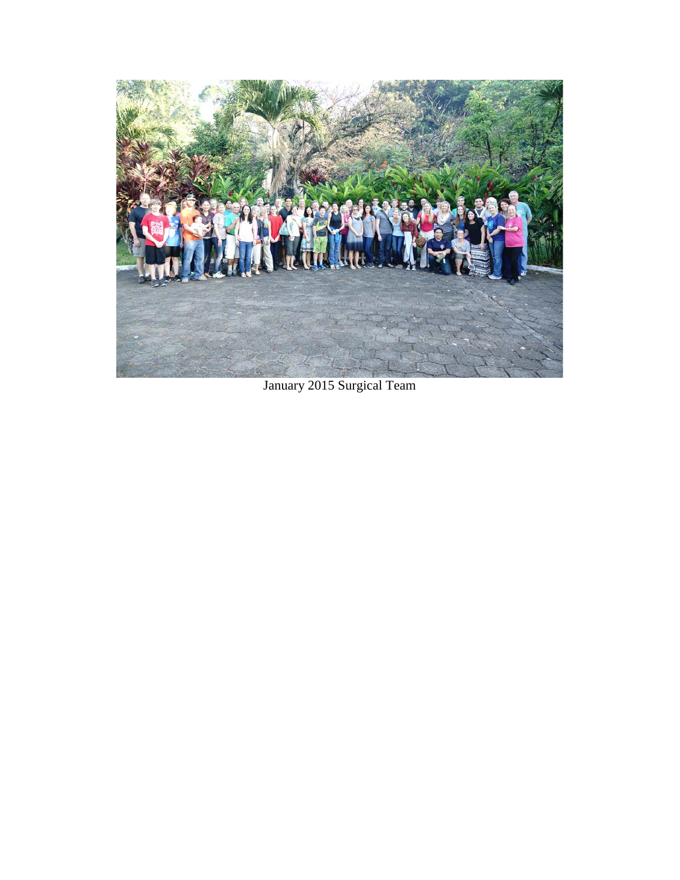January 2015 Surgical Team